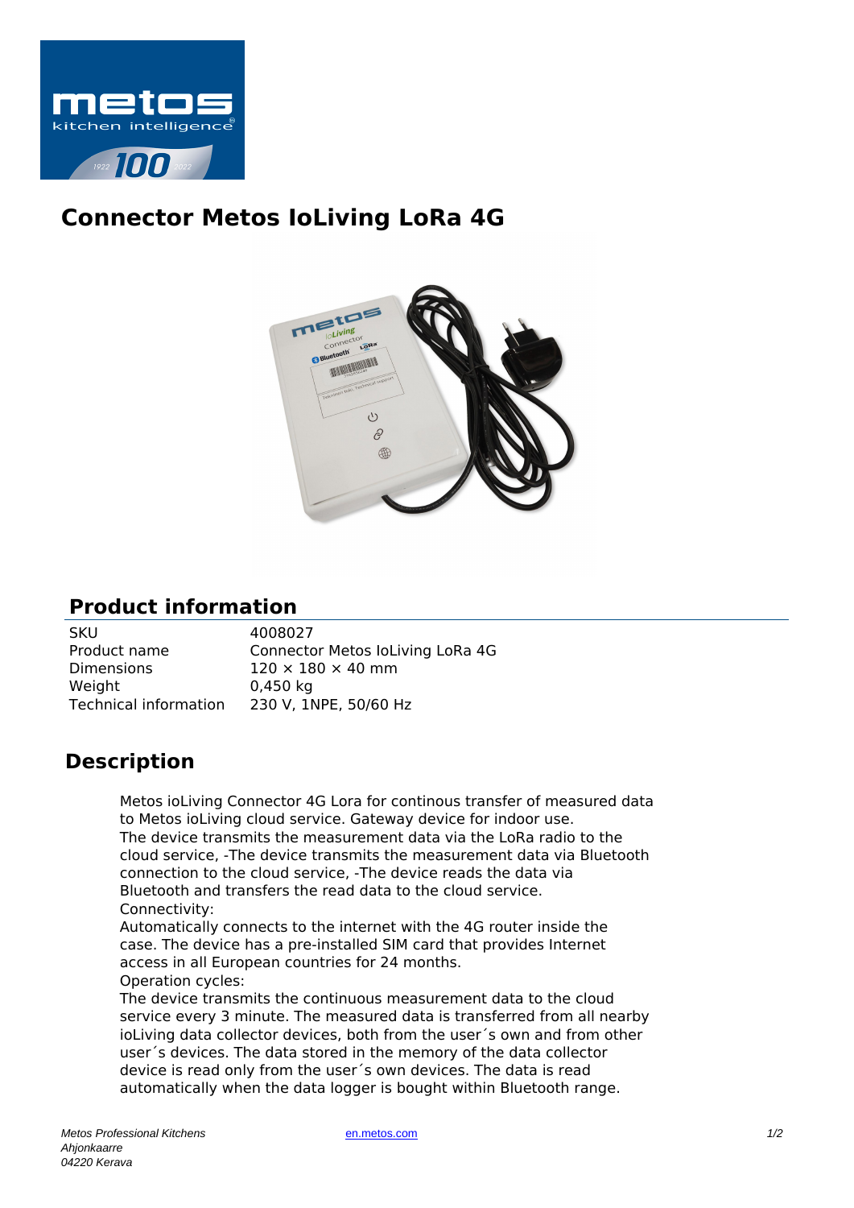# Connector Metos IoLiving LoRa 4G

## Product information

| | |
|---|---|
| SKU | 4008027 |
| Product name | Connector Metos IoLiving LoRa 4G |
| Dimensions | 120 × 180 × 40 mm |
| Weight | 0,450 kg |
| Technical information | 230 V, 1NPE, 50/60 Hz |

## Description

Metos ioLiving Connector 4G Lora for continous transfer of measured data to Metos ioLiving cloud service. Gateway device for indoor use.
The device transmits the measurement data via the LoRa radio to the cloud service, -The device transmits the measurement data via Bluetooth connection to the cloud service, -The device reads the data via Bluetooth and transfers the read data to the cloud service.
Connectivity:
Automatically connects to the internet with the 4G router inside the case. The device has a pre-installed SIM card that provides Internet access in all European countries for 24 months.
Operation cycles:
The device transmits the continuous measurement data to the cloud service every 3 minute. The measured data is transferred from all nearby ioLiving data collector devices, both from the user´s own and from other user´s devices. The data stored in the memory of the data collector device is read only from the user´s own devices. The data is read automatically when the data logger is bought within Bluetooth range.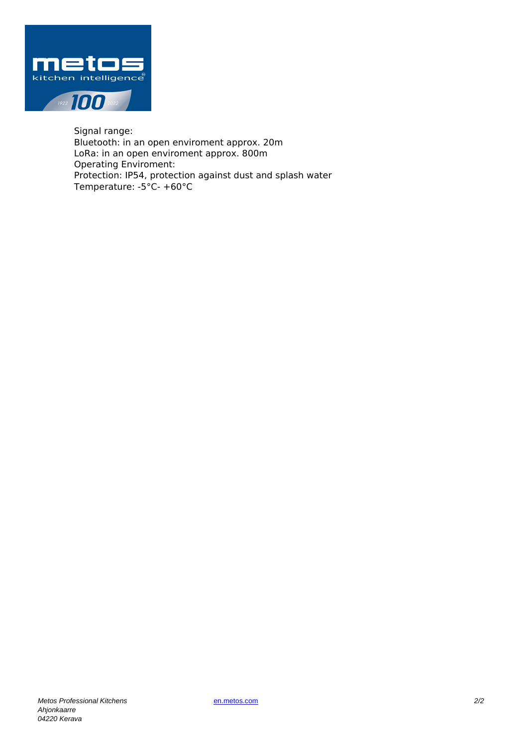Signal range:
Bluetooth: in an open enviroment approx. 20m
LoRa: in an open enviroment approx. 800m
Operating Enviroment:
Protection: IP54, protection against dust and splash water
Temperature: -5°C- +60°C